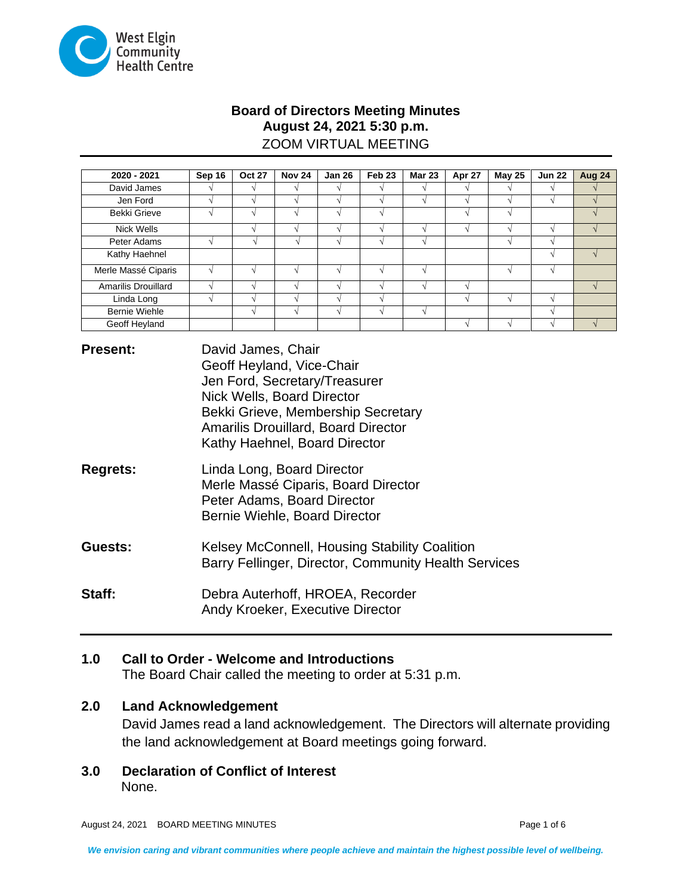West Elgin Community Health Centre

# Board of Directors Meeting Minutes
## August 24, 2021 5:30 p.m.
ZOOM VIRTUAL MEETING

| 2020 - 2021 | Sep 16 | Oct 27 | Nov 24 | Jan 26 | Feb 23 | Mar 23 | Apr 27 | May 25 | Jun 22 | Aug 24 |
|---|---|---|---|---|---|---|---|---|---|---|
| David James | √ | √ | √ | √ | √ | √ | √ | √ | √ | √ |
| Jen Ford | √ | √ | √ | √ | √ | √ | √ | √ | √ | √ |
| Bekki Grieve | √ | √ | √ | √ | √ | | √ | √ | | √ |
| Nick Wells | | √ | √ | √ | √ | √ | √ | √ | √ | √ |
| Peter Adams | √ | √ | √ | √ | √ | √ | | √ | √ | |
| Kathy Haehnel | | | | | | | | | √ | √ |
| Merle Massé Ciparis | √ | √ | √ | √ | √ | √ | | √ | √ | |
| Amarilis Drouillard | √ | √ | √ | √ | √ | √ | √ | | | √ |
| Linda Long | √ | √ | √ | √ | √ | | √ | √ | √ | |
| Bernie Wiehle | | √ | √ | √ | √ | √ | | | √ | |
| Geoff Heyland | | | | | | | √ | √ | √ | √ |

**Present:**
David James, Chair
Geoff Heyland, Vice-Chair
Jen Ford, Secretary/Treasurer
Nick Wells, Board Director
Bekki Grieve, Membership Secretary
Amarilis Drouillard, Board Director
Kathy Haehnel, Board Director

**Regrets:**
Linda Long, Board Director
Merle Massé Ciparis, Board Director
Peter Adams, Board Director
Bernie Wiehle, Board Director

**Guests:**
Kelsey McConnell, Housing Stability Coalition
Barry Fellinger, Director, Community Health Services

**Staff:**
Debra Auterhoff, HROEA, Recorder
Andy Kroeker, Executive Director

### 1.0 Call to Order - Welcome and Introductions
The Board Chair called the meeting to order at 5:31 p.m.

### 2.0 Land Acknowledgement
David James read a land acknowledgement. The Directors will alternate providing the land acknowledgement at Board meetings going forward.

### 3.0 Declaration of Conflict of Interest
None.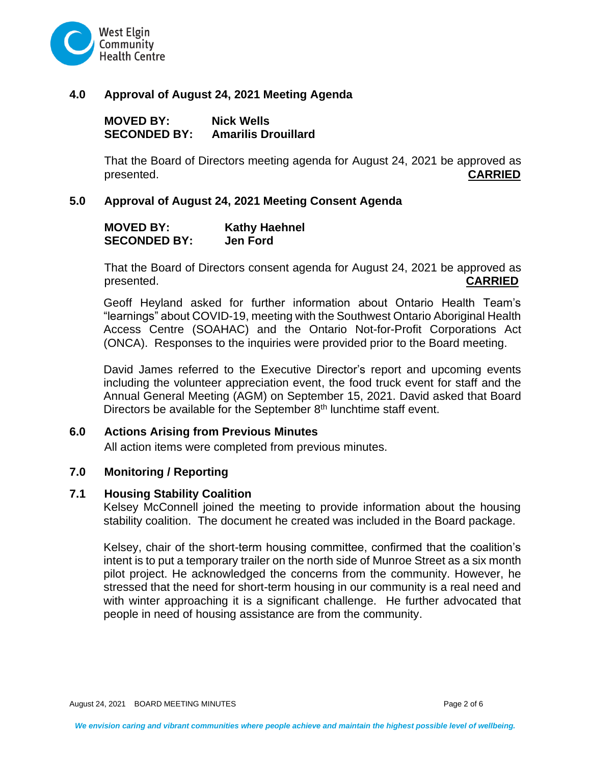## 4.0 Approval of August 24, 2021 Meeting Agenda

**MOVED BY:** **Nick Wells**
**SECONDED BY:** **Amarilis Drouillard**

That the Board of Directors meeting agenda for August 24, 2021 be approved as presented. **CARRIED**

## 5.0 Approval of August 24, 2021 Meeting Consent Agenda

**MOVED BY:** **Kathy Haehnel**
**SECONDED BY:** **Jen Ford**

That the Board of Directors consent agenda for August 24, 2021 be approved as presented. **CARRIED**

Geoff Heyland asked for further information about Ontario Health Team's "learnings" about COVID-19, meeting with the Southwest Ontario Aboriginal Health Access Centre (SOAHAC) and the Ontario Not-for-Profit Corporations Act (ONCA). Responses to the inquiries were provided prior to the Board meeting.

David James referred to the Executive Director's report and upcoming events including the volunteer appreciation event, the food truck event for staff and the Annual General Meeting (AGM) on September 15, 2021. David asked that Board Directors be available for the September 8th lunchtime staff event.

## 6.0 Actions Arising from Previous Minutes

All action items were completed from previous minutes.

## 7.0 Monitoring / Reporting

### 7.1 Housing Stability Coalition

Kelsey McConnell joined the meeting to provide information about the housing stability coalition. The document he created was included in the Board package.

Kelsey, chair of the short-term housing committee, confirmed that the coalition's intent is to put a temporary trailer on the north side of Munroe Street as a six month pilot project. He acknowledged the concerns from the community. However, he stressed that the need for short-term housing in our community is a real need and with winter approaching it is a significant challenge. He further advocated that people in need of housing assistance are from the community.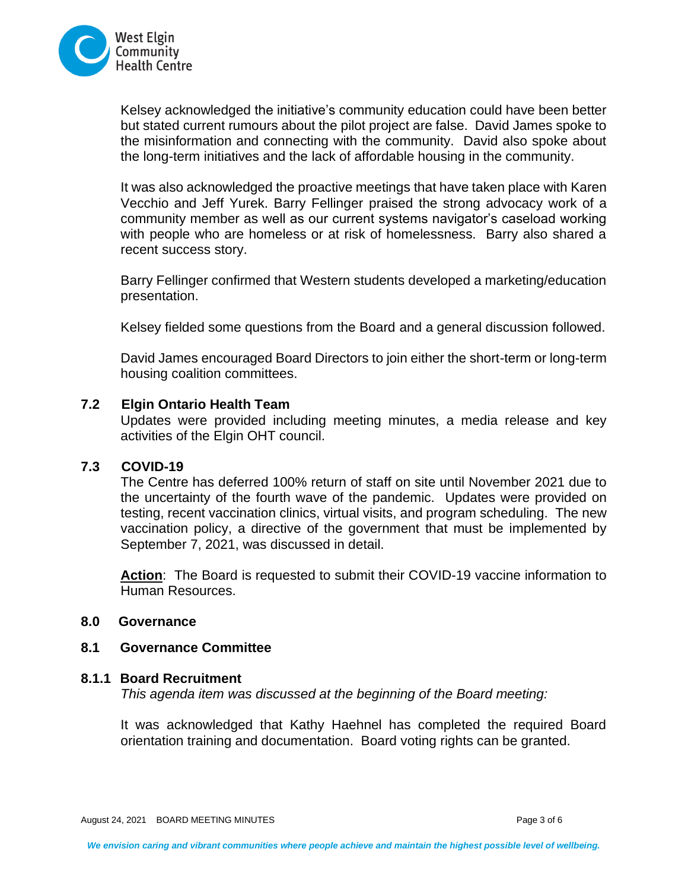Kelsey acknowledged the initiative's community education could have been better but stated current rumours about the pilot project are false. David James spoke to the misinformation and connecting with the community. David also spoke about the long-term initiatives and the lack of affordable housing in the community.

It was also acknowledged the proactive meetings that have taken place with Karen Vecchio and Jeff Yurek. Barry Fellinger praised the strong advocacy work of a community member as well as our current systems navigator's caseload working with people who are homeless or at risk of homelessness. Barry also shared a recent success story.

Barry Fellinger confirmed that Western students developed a marketing/education presentation.

Kelsey fielded some questions from the Board and a general discussion followed.

David James encouraged Board Directors to join either the short-term or long-term housing coalition committees.

### 7.2 Elgin Ontario Health Team

Updates were provided including meeting minutes, a media release and key activities of the Elgin OHT council.

### 7.3 COVID-19

The Centre has deferred 100% return of staff on site until November 2021 due to the uncertainty of the fourth wave of the pandemic. Updates were provided on testing, recent vaccination clinics, virtual visits, and program scheduling. The new vaccination policy, a directive of the government that must be implemented by September 7, 2021, was discussed in detail.

**Action**: The Board is requested to submit their COVID-19 vaccine information to Human Resources.

## 8.0 Governance

### 8.1 Governance Committee

#### 8.1.1 Board Recruitment

*This agenda item was discussed at the beginning of the Board meeting:*

It was acknowledged that Kathy Haehnel has completed the required Board orientation training and documentation. Board voting rights can be granted.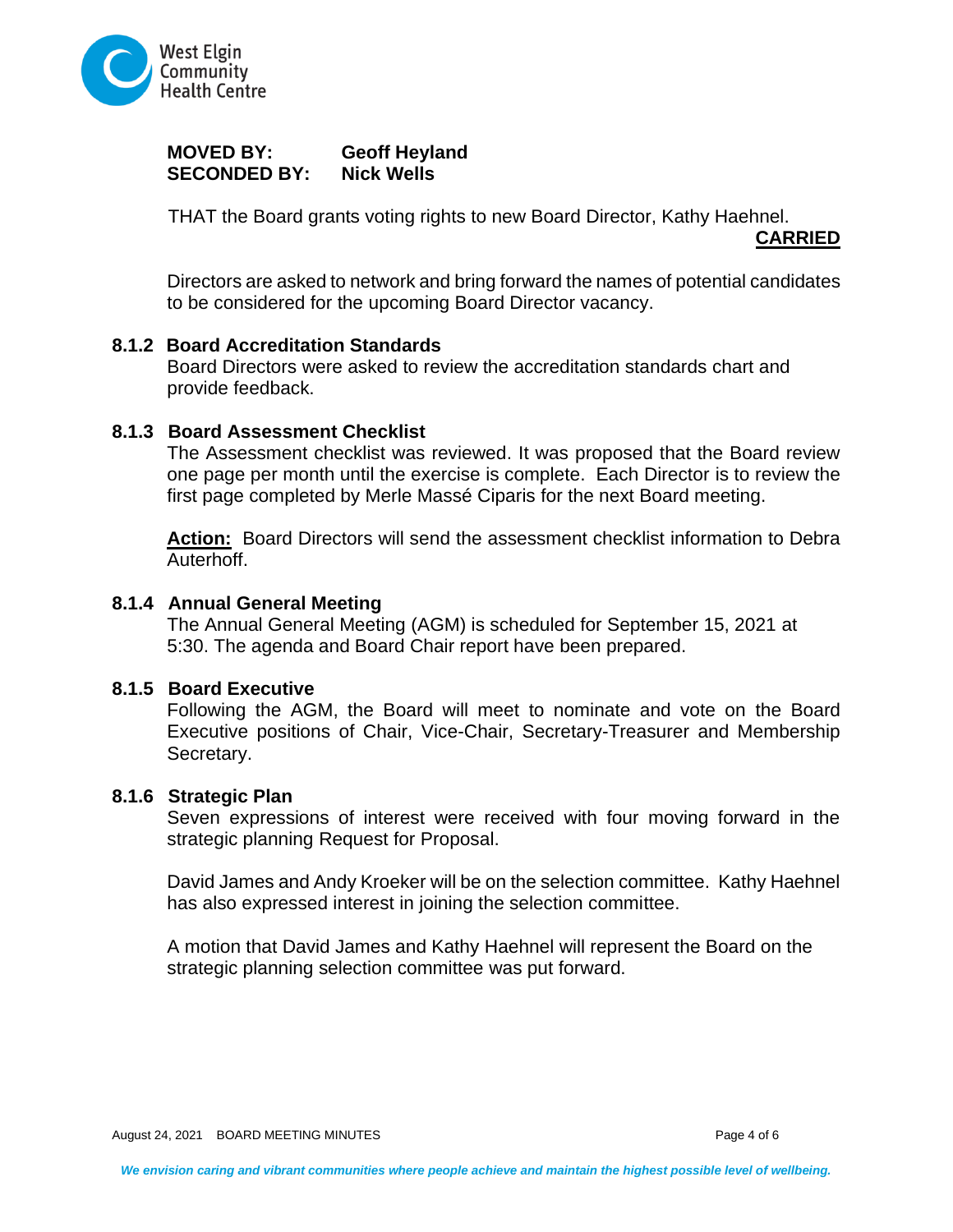**MOVED BY:** Geoff Heyland
**SECONDED BY:** Nick Wells

THAT the Board grants voting rights to new Board Director, Kathy Haehnel.

**CARRIED**

Directors are asked to network and bring forward the names of potential candidates to be considered for the upcoming Board Director vacancy.

### 8.1.2 Board Accreditation Standards

Board Directors were asked to review the accreditation standards chart and provide feedback.

### 8.1.3 Board Assessment Checklist

The Assessment checklist was reviewed. It was proposed that the Board review one page per month until the exercise is complete. Each Director is to review the first page completed by Merle Massé Ciparis for the next Board meeting.

**Action:** Board Directors will send the assessment checklist information to Debra Auterhoff.

### 8.1.4 Annual General Meeting

The Annual General Meeting (AGM) is scheduled for September 15, 2021 at 5:30. The agenda and Board Chair report have been prepared.

### 8.1.5 Board Executive

Following the AGM, the Board will meet to nominate and vote on the Board Executive positions of Chair, Vice-Chair, Secretary-Treasurer and Membership Secretary.

### 8.1.6 Strategic Plan

Seven expressions of interest were received with four moving forward in the strategic planning Request for Proposal.

David James and Andy Kroeker will be on the selection committee. Kathy Haehnel has also expressed interest in joining the selection committee.

A motion that David James and Kathy Haehnel will represent the Board on the strategic planning selection committee was put forward.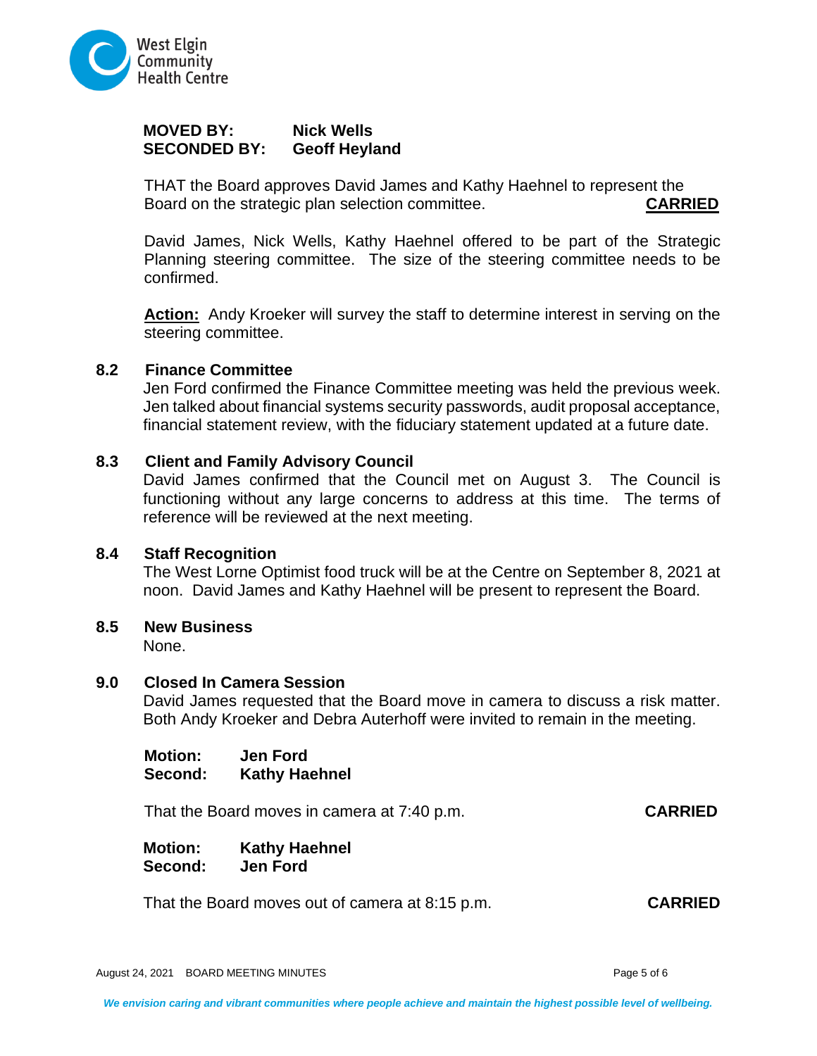**MOVED BY:** **Nick Wells**
**SECONDED BY:** **Geoff Heyland**

THAT the Board approves David James and Kathy Haehnel to represent the Board on the strategic plan selection committee. **CARRIED**

David James, Nick Wells, Kathy Haehnel offered to be part of the Strategic Planning steering committee. The size of the steering committee needs to be confirmed.

**Action:** Andy Kroeker will survey the staff to determine interest in serving on the steering committee.

### 8.2 Finance Committee

Jen Ford confirmed the Finance Committee meeting was held the previous week. Jen talked about financial systems security passwords, audit proposal acceptance, financial statement review, with the fiduciary statement updated at a future date.

### 8.3 Client and Family Advisory Council

David James confirmed that the Council met on August 3. The Council is functioning without any large concerns to address at this time. The terms of reference will be reviewed at the next meeting.

### 8.4 Staff Recognition

The West Lorne Optimist food truck will be at the Centre on September 8, 2021 at noon. David James and Kathy Haehnel will be present to represent the Board.

### 8.5 New Business

None.

## 9.0 Closed In Camera Session

David James requested that the Board move in camera to discuss a risk matter. Both Andy Kroeker and Debra Auterhoff were invited to remain in the meeting.

**Motion:** **Jen Ford**
**Second:** **Kathy Haehnel**

That the Board moves in camera at 7:40 p.m. **CARRIED**

**Motion:** **Kathy Haehnel**
**Second:** **Jen Ford**

That the Board moves out of camera at 8:15 p.m. **CARRIED**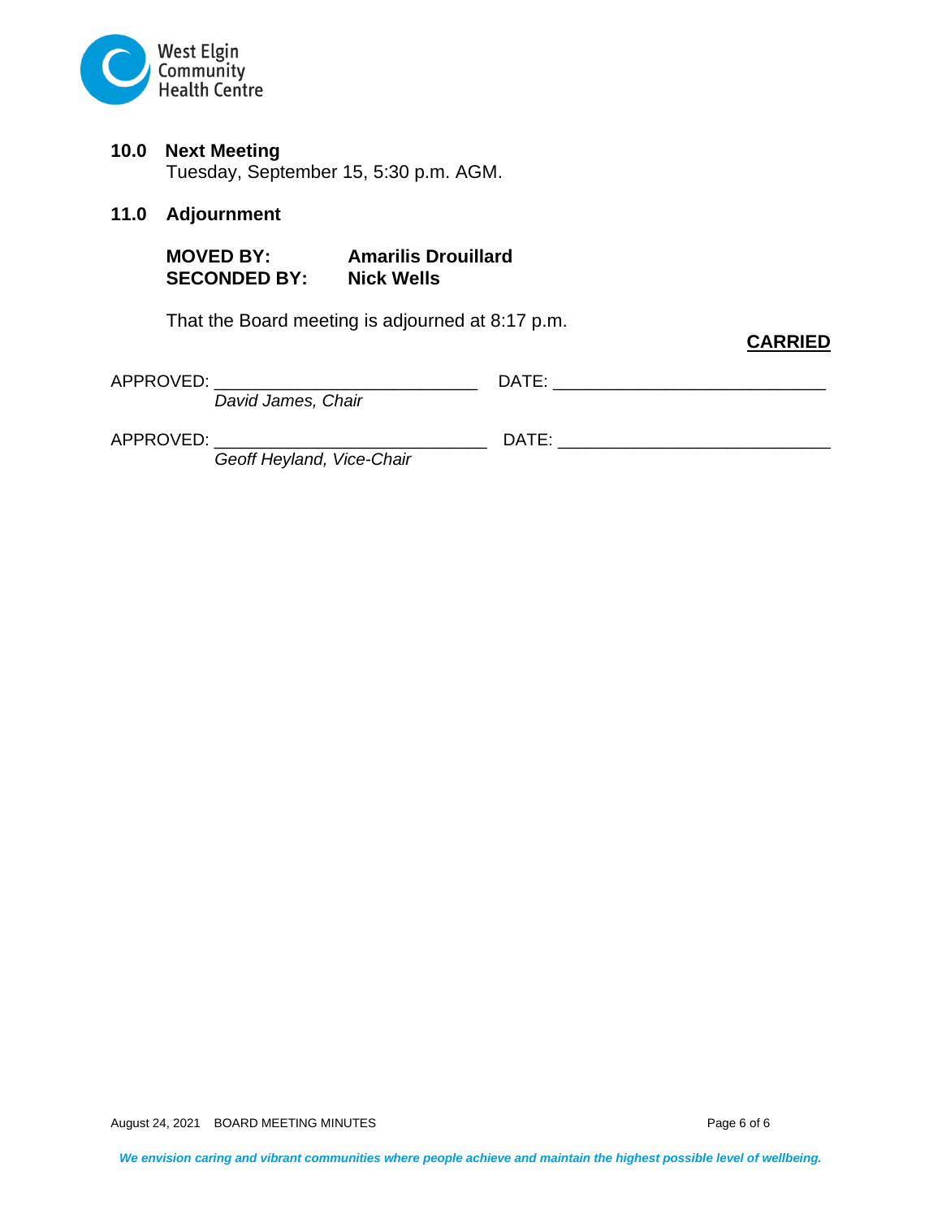## 10.0 Next Meeting

Tuesday, September 15, 5:30 p.m. AGM.

## 11.0 Adjournment

**MOVED BY:** **Amarilis Drouillard**
**SECONDED BY:** **Nick Wells**

That the Board meeting is adjourned at 8:17 p.m.

**CARRIED**

APPROVED: ___________________________ DATE: ____________________________
*David James, Chair*

APPROVED: ____________________________ DATE: ____________________________
*Geoff Heyland, Vice-Chair*

*We envision caring and vibrant communities where people achieve and maintain the highest possible level of wellbeing.*